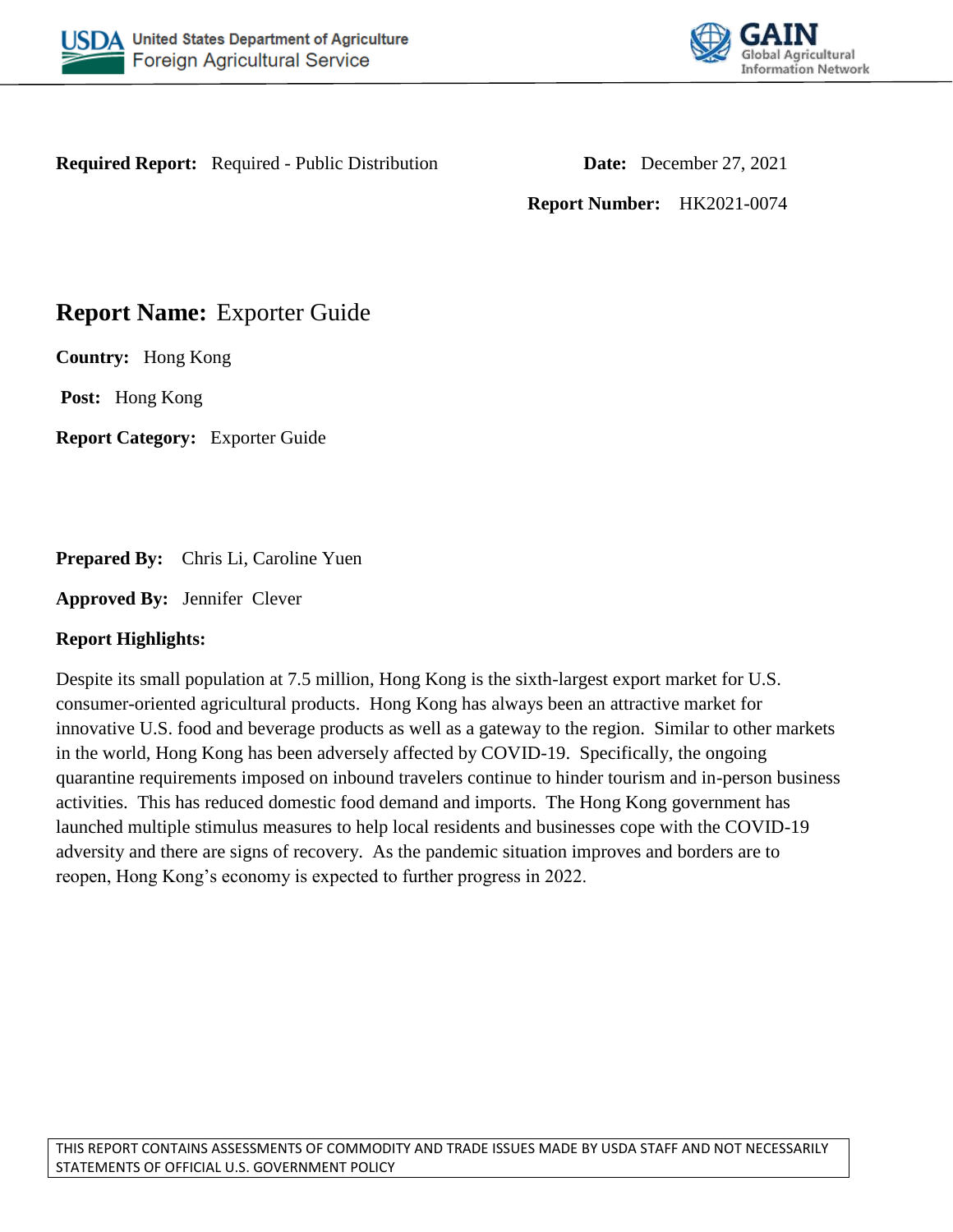**Required Report:** Required - Public Distribution

**Date:** December 27, 2021

**Report Number:** HK2021-0074

# Report Name: Exporter Guide

**Country:** Hong Kong

**Post:** Hong Kong

**Report Category:** Exporter Guide

**Prepared By:** Chris Li, Caroline Yuen

**Approved By:** Jennifer Clever

**Report Highlights:**

Despite its small population at 7.5 million, Hong Kong is the sixth-largest export market for U.S. consumer-oriented agricultural products. Hong Kong has always been an attractive market for innovative U.S. food and beverage products as well as a gateway to the region. Similar to other markets in the world, Hong Kong has been adversely affected by COVID-19. Specifically, the ongoing quarantine requirements imposed on inbound travelers continue to hinder tourism and in-person business activities. This has reduced domestic food demand and imports. The Hong Kong government has launched multiple stimulus measures to help local residents and businesses cope with the COVID-19 adversity and there are signs of recovery. As the pandemic situation improves and borders are to reopen, Hong Kong's economy is expected to further progress in 2022.

THIS REPORT CONTAINS ASSESSMENTS OF COMMODITY AND TRADE ISSUES MADE BY USDA STAFF AND NOT NECESSARILY STATEMENTS OF OFFICIAL U.S. GOVERNMENT POLICY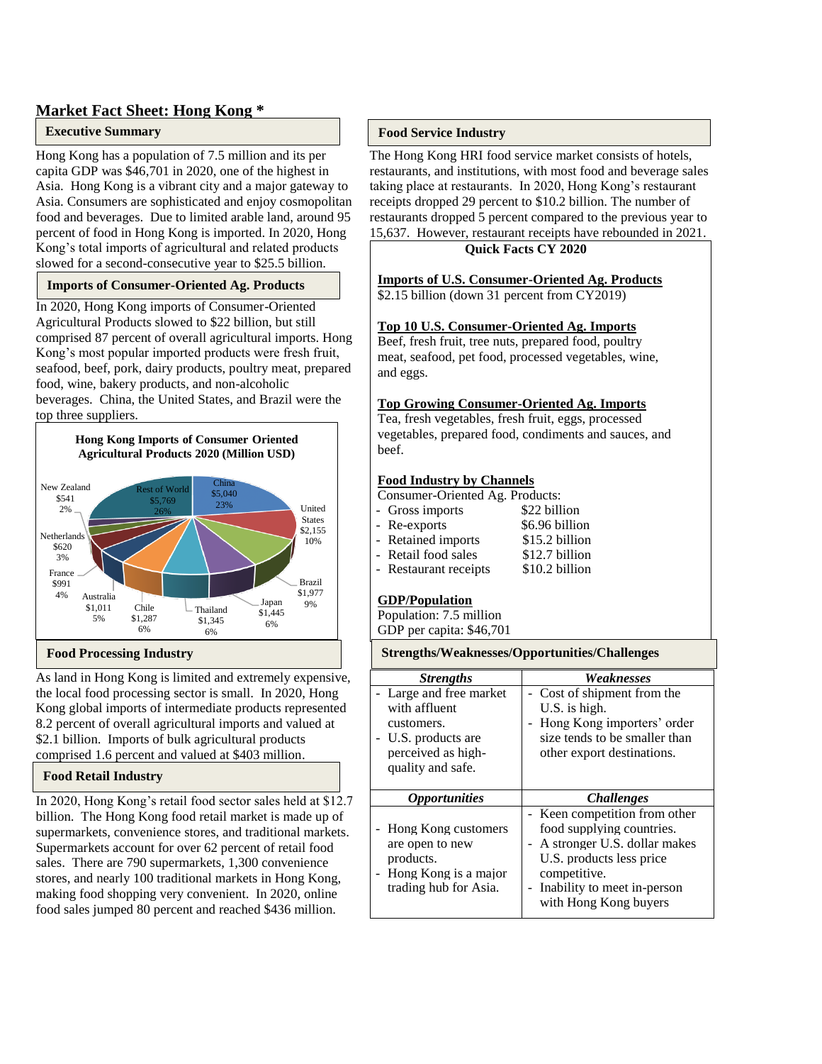## Market Fact Sheet: Hong Kong *

### Executive Summary

Hong Kong has a population of 7.5 million and its per capita GDP was $46,701 in 2020, one of the highest in Asia. Hong Kong is a vibrant city and a major gateway to Asia. Consumers are sophisticated and enjoy cosmopolitan food and beverages. Due to limited arable land, around 95 percent of food in Hong Kong is imported. In 2020, Hong Kong's total imports of agricultural and related products slowed for a second-consecutive year to $25.5 billion.

### Imports of Consumer-Oriented Ag. Products

In 2020, Hong Kong imports of Consumer-Oriented Agricultural Products slowed to $22 billion, but still comprised 87 percent of overall agricultural imports. Hong Kong's most popular imported products were fresh fruit, seafood, beef, pork, dairy products, poultry meat, prepared food, wine, bakery products, and non-alcoholic beverages. China, the United States, and Brazil were the top three suppliers.

**Hong Kong Imports of Consumer Oriented Agricultural Products 2020 (Million USD)**

| Country | Value | Share |
|---|---|---|
| China | $5,040 | 23% |
| United States | $2,155 | 10% |
| Brazil | $1,977 | 9% |
| Japan | $1,445 | 6% |
| Thailand | $1,345 | 6% |
| Chile | $1,287 | 6% |
| Australia | $1,011 | 5% |
| France | $991 | 4% |
| Netherlands | $620 | 3% |
| New Zealand | $541 | 2% |
| Rest of World | $5,769 | 26% |

### Food Processing Industry

As land in Hong Kong is limited and extremely expensive, the local food processing sector is small. In 2020, Hong Kong global imports of intermediate products represented 8.2 percent of overall agricultural imports and valued at $2.1 billion. Imports of bulk agricultural products comprised 1.6 percent and valued at $403 million.

### Food Retail Industry

In 2020, Hong Kong's retail food sector sales held at $12.7 billion. The Hong Kong food retail market is made up of supermarkets, convenience stores, and traditional markets. Supermarkets account for over 62 percent of retail food sales. There are 790 supermarkets, 1,300 convenience stores, and nearly 100 traditional markets in Hong Kong, making food shopping very convenient. In 2020, online food sales jumped 80 percent and reached $436 million.

### Food Service Industry

The Hong Kong HRI food service market consists of hotels, restaurants, and institutions, with most food and beverage sales taking place at restaurants. In 2020, Hong Kong's restaurant receipts dropped 29 percent to $10.2 billion. The number of restaurants dropped 5 percent compared to the previous year to 15,637. However, restaurant receipts have rebounded in 2021.

### Quick Facts CY 2020

**Imports of U.S. Consumer-Oriented Ag. Products**
$2.15 billion (down 31 percent from CY2019)

**Top 10 U.S. Consumer-Oriented Ag. Imports**
Beef, fresh fruit, tree nuts, prepared food, poultry meat, seafood, pet food, processed vegetables, wine, and eggs.

**Top Growing Consumer-Oriented Ag. Imports**
Tea, fresh vegetables, fresh fruit, eggs, processed vegetables, prepared food, condiments and sauces, and beef.

**Food Industry by Channels**
Consumer-Oriented Ag. Products:

- Gross imports — $22 billion
- Re-exports — $6.96 billion
- Retained imports — $15.2 billion
- Retail food sales — $12.7 billion
- Restaurant receipts — $10.2 billion

**GDP/Population**
Population: 7.5 million
GDP per capita: $46,701

### Strengths/Weaknesses/Opportunities/Challenges

| *Strengths* | *Weaknesses* |
|---|---|
| - Large and free market with affluent customers.<br>- U.S. products are perceived as high-quality and safe. | - Cost of shipment from the U.S. is high.<br>- Hong Kong importers' order size tends to be smaller than other export destinations. |
| ***Opportunities*** | ***Challenges*** |
| - Hong Kong customers are open to new products.<br>- Hong Kong is a major trading hub for Asia. | - Keen competition from other food supplying countries.<br>- A stronger U.S. dollar makes U.S. products less price competitive.<br>- Inability to meet in-person with Hong Kong buyers |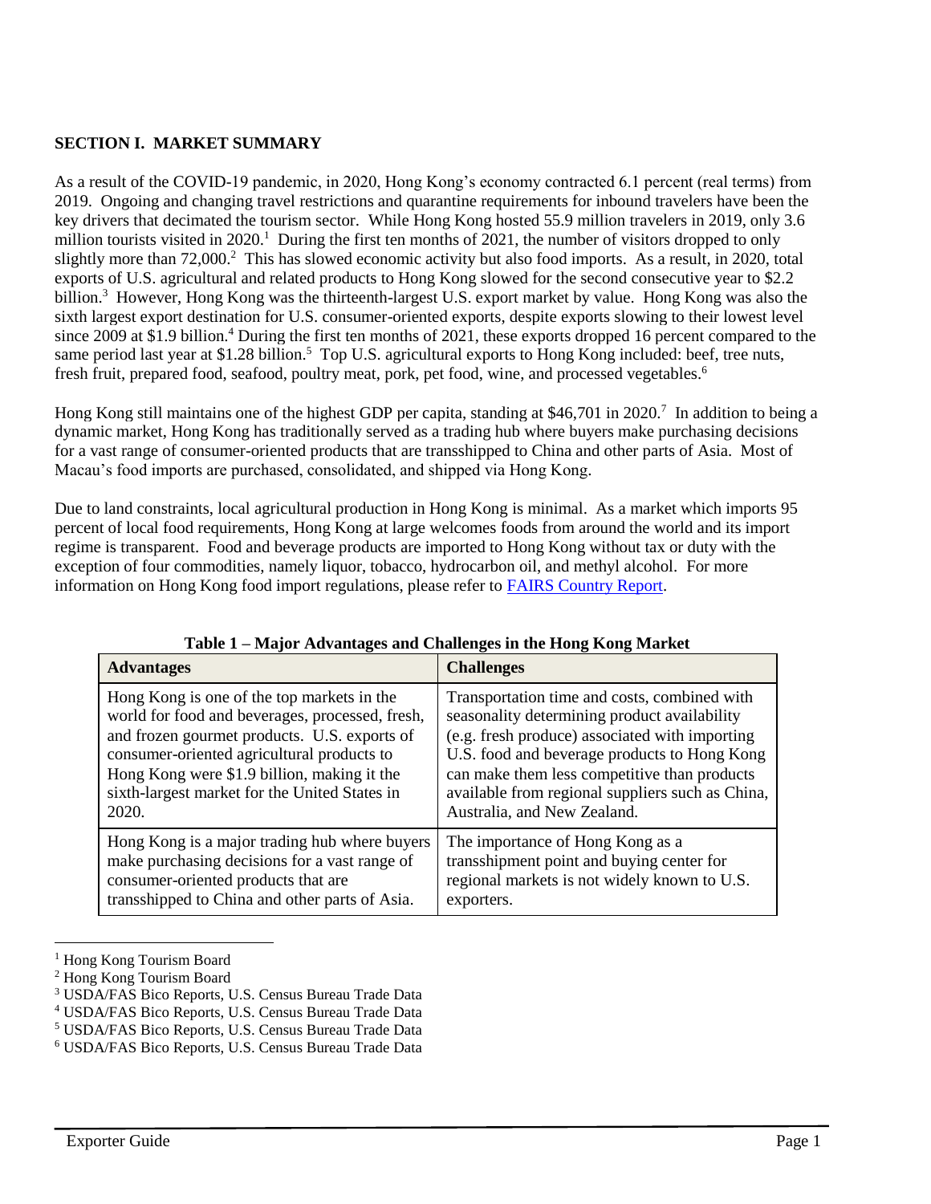## SECTION I. MARKET SUMMARY

As a result of the COVID-19 pandemic, in 2020, Hong Kong's economy contracted 6.1 percent (real terms) from 2019. Ongoing and changing travel restrictions and quarantine requirements for inbound travelers have been the key drivers that decimated the tourism sector. While Hong Kong hosted 55.9 million travelers in 2019, only 3.6 million tourists visited in 2020.[1] During the first ten months of 2021, the number of visitors dropped to only slightly more than 72,000.[2] This has slowed economic activity but also food imports. As a result, in 2020, total exports of U.S. agricultural and related products to Hong Kong slowed for the second consecutive year to $2.2 billion.[3] However, Hong Kong was the thirteenth-largest U.S. export market by value. Hong Kong was also the sixth largest export destination for U.S. consumer-oriented exports, despite exports slowing to their lowest level since 2009 at $1.9 billion.[4] During the first ten months of 2021, these exports dropped 16 percent compared to the same period last year at $1.28 billion.[5] Top U.S. agricultural exports to Hong Kong included: beef, tree nuts, fresh fruit, prepared food, seafood, poultry meat, pork, pet food, wine, and processed vegetables.[6]

Hong Kong still maintains one of the highest GDP per capita, standing at $46,701 in 2020.[7] In addition to being a dynamic market, Hong Kong has traditionally served as a trading hub where buyers make purchasing decisions for a vast range of consumer-oriented products that are transshipped to China and other parts of Asia. Most of Macau's food imports are purchased, consolidated, and shipped via Hong Kong.

Due to land constraints, local agricultural production in Hong Kong is minimal. As a market which imports 95 percent of local food requirements, Hong Kong at large welcomes foods from around the world and its import regime is transparent. Food and beverage products are imported to Hong Kong without tax or duty with the exception of four commodities, namely liquor, tobacco, hydrocarbon oil, and methyl alcohol. For more information on Hong Kong food import regulations, please refer to FAIRS Country Report.

**Table 1 – Major Advantages and Challenges in the Hong Kong Market**

| Advantages | Challenges |
| --- | --- |
| Hong Kong is one of the top markets in the world for food and beverages, processed, fresh, and frozen gourmet products. U.S. exports of consumer-oriented agricultural products to Hong Kong were $1.9 billion, making it the sixth-largest market for the United States in 2020. | Transportation time and costs, combined with seasonality determining product availability (e.g. fresh produce) associated with importing U.S. food and beverage products to Hong Kong can make them less competitive than products available from regional suppliers such as China, Australia, and New Zealand. |
| Hong Kong is a major trading hub where buyers make purchasing decisions for a vast range of consumer-oriented products that are transshipped to China and other parts of Asia. | The importance of Hong Kong as a transshipment point and buying center for regional markets is not widely known to U.S. exporters. |

[1] Hong Kong Tourism Board
[2] Hong Kong Tourism Board
[3] USDA/FAS Bico Reports, U.S. Census Bureau Trade Data
[4] USDA/FAS Bico Reports, U.S. Census Bureau Trade Data
[5] USDA/FAS Bico Reports, U.S. Census Bureau Trade Data
[6] USDA/FAS Bico Reports, U.S. Census Bureau Trade Data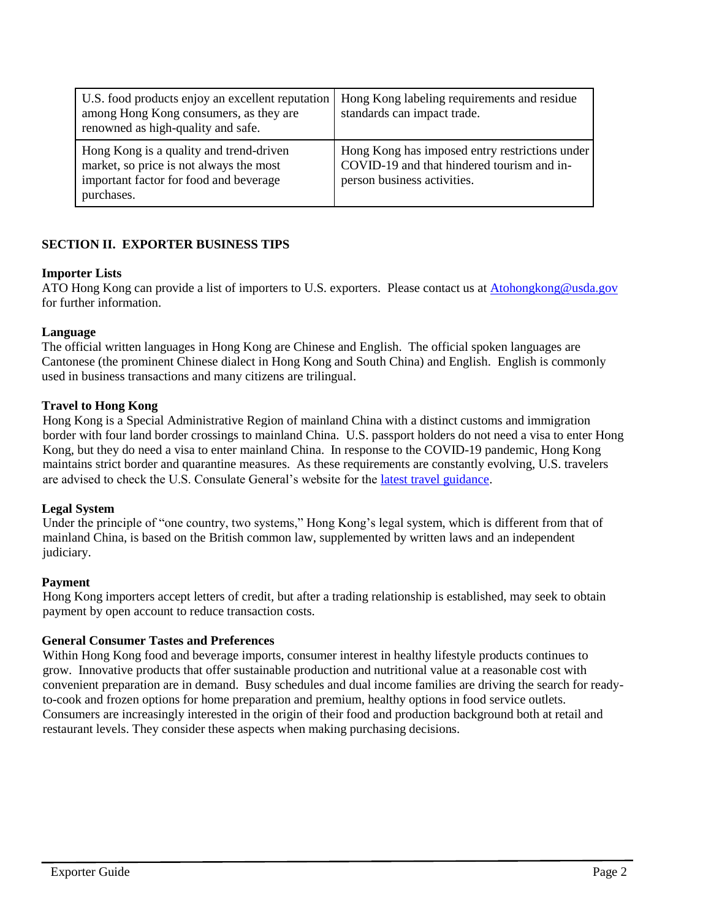| U.S. food products enjoy an excellent reputation among Hong Kong consumers, as they are renowned as high-quality and safe. | Hong Kong labeling requirements and residue standards can impact trade. |
|---|---|
| Hong Kong is a quality and trend-driven market, so price is not always the most important factor for food and beverage purchases. | Hong Kong has imposed entry restrictions under COVID-19 and that hindered tourism and in-person business activities. |

## SECTION II. EXPORTER BUSINESS TIPS

### Importer Lists

ATO Hong Kong can provide a list of importers to U.S. exporters. Please contact us at [Atohongkong@usda.gov](mailto:Atohongkong@usda.gov) for further information.

### Language

The official written languages in Hong Kong are Chinese and English. The official spoken languages are Cantonese (the prominent Chinese dialect in Hong Kong and South China) and English. English is commonly used in business transactions and many citizens are trilingual.

### Travel to Hong Kong

Hong Kong is a Special Administrative Region of mainland China with a distinct customs and immigration border with four land border crossings to mainland China. U.S. passport holders do not need a visa to enter Hong Kong, but they do need a visa to enter mainland China. In response to the COVID-19 pandemic, Hong Kong maintains strict border and quarantine measures. As these requirements are constantly evolving, U.S. travelers are advised to check the U.S. Consulate General's website for the latest travel guidance.

### Legal System

Under the principle of "one country, two systems," Hong Kong's legal system, which is different from that of mainland China, is based on the British common law, supplemented by written laws and an independent judiciary.

### Payment

Hong Kong importers accept letters of credit, but after a trading relationship is established, may seek to obtain payment by open account to reduce transaction costs.

### General Consumer Tastes and Preferences

Within Hong Kong food and beverage imports, consumer interest in healthy lifestyle products continues to grow. Innovative products that offer sustainable production and nutritional value at a reasonable cost with convenient preparation are in demand. Busy schedules and dual income families are driving the search for ready-to-cook and frozen options for home preparation and premium, healthy options in food service outlets. Consumers are increasingly interested in the origin of their food and production background both at retail and restaurant levels. They consider these aspects when making purchasing decisions.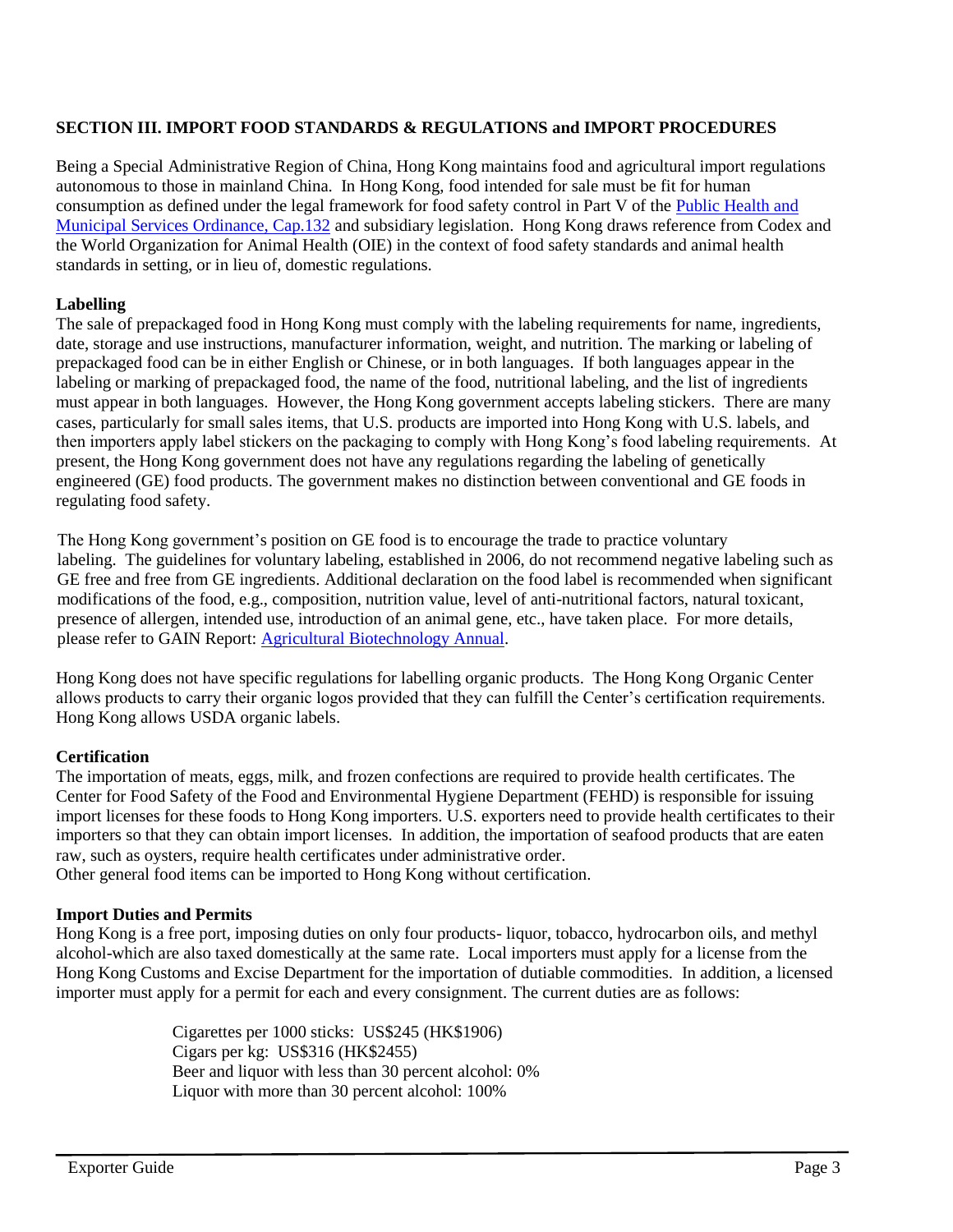## SECTION III. IMPORT FOOD STANDARDS & REGULATIONS and IMPORT PROCEDURES

Being a Special Administrative Region of China, Hong Kong maintains food and agricultural import regulations autonomous to those in mainland China. In Hong Kong, food intended for sale must be fit for human consumption as defined under the legal framework for food safety control in Part V of the [Public Health and Municipal Services Ordinance, Cap.132]() and subsidiary legislation. Hong Kong draws reference from Codex and the World Organization for Animal Health (OIE) in the context of food safety standards and animal health standards in setting, or in lieu of, domestic regulations.

### Labelling

The sale of prepackaged food in Hong Kong must comply with the labeling requirements for name, ingredients, date, storage and use instructions, manufacturer information, weight, and nutrition. The marking or labeling of prepackaged food can be in either English or Chinese, or in both languages. If both languages appear in the labeling or marking of prepackaged food, the name of the food, nutritional labeling, and the list of ingredients must appear in both languages. However, the Hong Kong government accepts labeling stickers. There are many cases, particularly for small sales items, that U.S. products are imported into Hong Kong with U.S. labels, and then importers apply label stickers on the packaging to comply with Hong Kong's food labeling requirements. At present, the Hong Kong government does not have any regulations regarding the labeling of genetically engineered (GE) food products. The government makes no distinction between conventional and GE foods in regulating food safety.

The Hong Kong government's position on GE food is to encourage the trade to practice voluntary labeling. The guidelines for voluntary labeling, established in 2006, do not recommend negative labeling such as GE free and free from GE ingredients. Additional declaration on the food label is recommended when significant modifications of the food, e.g., composition, nutrition value, level of anti-nutritional factors, natural toxicant, presence of allergen, intended use, introduction of an animal gene, etc., have taken place. For more details, please refer to GAIN Report: [Agricultural Biotechnology Annual]().

Hong Kong does not have specific regulations for labelling organic products. The Hong Kong Organic Center allows products to carry their organic logos provided that they can fulfill the Center's certification requirements. Hong Kong allows USDA organic labels.

### Certification

The importation of meats, eggs, milk, and frozen confections are required to provide health certificates. The Center for Food Safety of the Food and Environmental Hygiene Department (FEHD) is responsible for issuing import licenses for these foods to Hong Kong importers. U.S. exporters need to provide health certificates to their importers so that they can obtain import licenses. In addition, the importation of seafood products that are eaten raw, such as oysters, require health certificates under administrative order.
Other general food items can be imported to Hong Kong without certification.

### Import Duties and Permits

Hong Kong is a free port, imposing duties on only four products- liquor, tobacco, hydrocarbon oils, and methyl alcohol-which are also taxed domestically at the same rate. Local importers must apply for a license from the Hong Kong Customs and Excise Department for the importation of dutiable commodities. In addition, a licensed importer must apply for a permit for each and every consignment. The current duties are as follows:

Cigarettes per 1000 sticks: US$245 (HK$1906)
Cigars per kg: US$316 (HK$2455)
Beer and liquor with less than 30 percent alcohol: 0%
Liquor with more than 30 percent alcohol: 100%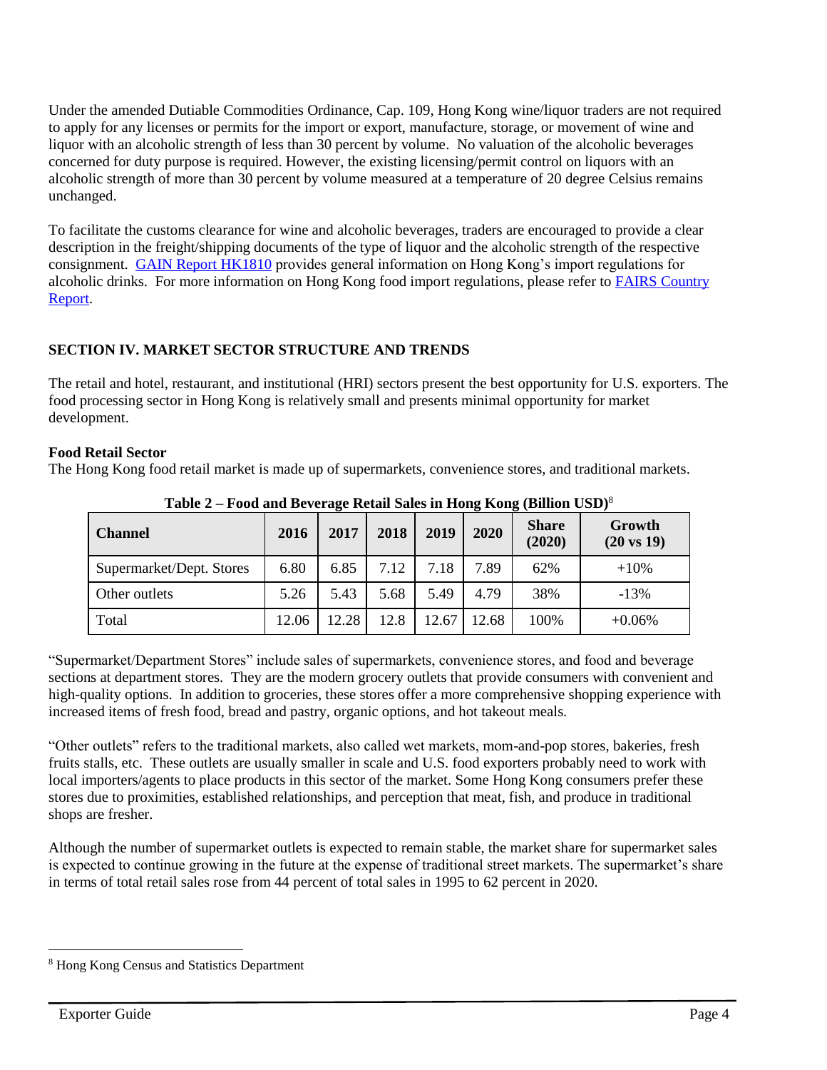Under the amended Dutiable Commodities Ordinance, Cap. 109, Hong Kong wine/liquor traders are not required to apply for any licenses or permits for the import or export, manufacture, storage, or movement of wine and liquor with an alcoholic strength of less than 30 percent by volume. No valuation of the alcoholic beverages concerned for duty purpose is required. However, the existing licensing/permit control on liquors with an alcoholic strength of more than 30 percent by volume measured at a temperature of 20 degree Celsius remains unchanged.

To facilitate the customs clearance for wine and alcoholic beverages, traders are encouraged to provide a clear description in the freight/shipping documents of the type of liquor and the alcoholic strength of the respective consignment. [GAIN Report HK1810] provides general information on Hong Kong's import regulations for alcoholic drinks. For more information on Hong Kong food import regulations, please refer to [FAIRS Country Report].

## SECTION IV. MARKET SECTOR STRUCTURE AND TRENDS

The retail and hotel, restaurant, and institutional (HRI) sectors present the best opportunity for U.S. exporters. The food processing sector in Hong Kong is relatively small and presents minimal opportunity for market development.

### Food Retail Sector

The Hong Kong food retail market is made up of supermarkets, convenience stores, and traditional markets.

**Table 2 – Food and Beverage Retail Sales in Hong Kong (Billion USD)**[8]

| Channel | 2016 | 2017 | 2018 | 2019 | 2020 | Share (2020) | Growth (20 vs 19) |
|---|---|---|---|---|---|---|---|
| Supermarket/Dept. Stores | 6.80 | 6.85 | 7.12 | 7.18 | 7.89 | 62% | +10% |
| Other outlets | 5.26 | 5.43 | 5.68 | 5.49 | 4.79 | 38% | -13% |
| Total | 12.06 | 12.28 | 12.8 | 12.67 | 12.68 | 100% | +0.06% |

"Supermarket/Department Stores" include sales of supermarkets, convenience stores, and food and beverage sections at department stores. They are the modern grocery outlets that provide consumers with convenient and high-quality options. In addition to groceries, these stores offer a more comprehensive shopping experience with increased items of fresh food, bread and pastry, organic options, and hot takeout meals.

"Other outlets" refers to the traditional markets, also called wet markets, mom-and-pop stores, bakeries, fresh fruits stalls, etc. These outlets are usually smaller in scale and U.S. food exporters probably need to work with local importers/agents to place products in this sector of the market. Some Hong Kong consumers prefer these stores due to proximities, established relationships, and perception that meat, fish, and produce in traditional shops are fresher.

Although the number of supermarket outlets is expected to remain stable, the market share for supermarket sales is expected to continue growing in the future at the expense of traditional street markets. The supermarket's share in terms of total retail sales rose from 44 percent of total sales in 1995 to 62 percent in 2020.

---

[8] Hong Kong Census and Statistics Department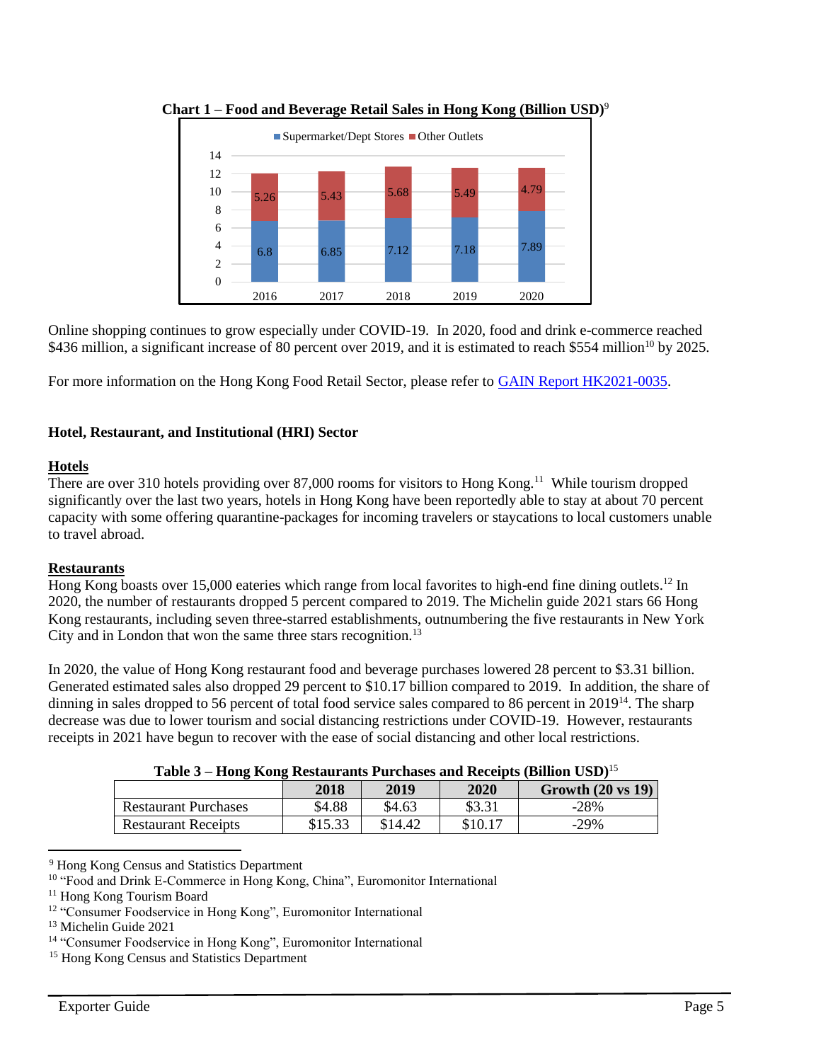**Chart 1 – Food and Beverage Retail Sales in Hong Kong (Billion USD)**[9]

| | 2016 | 2017 | 2018 | 2019 | 2020 |
|---|---|---|---|---|---|
| Supermarket/Dept Stores | 6.8 | 6.85 | 7.12 | 7.18 | 7.89 |
| Other Outlets | 5.26 | 5.43 | 5.68 | 5.49 | 4.79 |

Online shopping continues to grow especially under COVID-19. In 2020, food and drink e-commerce reached $436 million, a significant increase of 80 percent over 2019, and it is estimated to reach $554 million[10] by 2025.

For more information on the Hong Kong Food Retail Sector, please refer to [GAIN Report HK2021-0035](GAIN Report HK2021-0035).

### Hotel, Restaurant, and Institutional (HRI) Sector

#### Hotels

There are over 310 hotels providing over 87,000 rooms for visitors to Hong Kong.[11] While tourism dropped significantly over the last two years, hotels in Hong Kong have been reportedly able to stay at about 70 percent capacity with some offering quarantine-packages for incoming travelers or staycations to local customers unable to travel abroad.

#### Restaurants

Hong Kong boasts over 15,000 eateries which range from local favorites to high-end fine dining outlets.[12] In 2020, the number of restaurants dropped 5 percent compared to 2019. The Michelin guide 2021 stars 66 Hong Kong restaurants, including seven three-starred establishments, outnumbering the five restaurants in New York City and in London that won the same three stars recognition.[13]

In 2020, the value of Hong Kong restaurant food and beverage purchases lowered 28 percent to $3.31 billion. Generated estimated sales also dropped 29 percent to $10.17 billion compared to 2019. In addition, the share of dinning in sales dropped to 56 percent of total food service sales compared to 86 percent in 2019[14]. The sharp decrease was due to lower tourism and social distancing restrictions under COVID-19. However, restaurants receipts in 2021 have begun to recover with the ease of social distancing and other local restrictions.

**Table 3 – Hong Kong Restaurants Purchases and Receipts (Billion USD)**[15]

| | 2018 | 2019 | 2020 | Growth (20 vs 19) |
|---|---|---|---|---|
| Restaurant Purchases | $4.88 | $4.63 | $3.31 | -28% |
| Restaurant Receipts | $15.33 | $14.42 | $10.17 | -29% |

[9] Hong Kong Census and Statistics Department
[10] "Food and Drink E-Commerce in Hong Kong, China", Euromonitor International
[11] Hong Kong Tourism Board
[12] "Consumer Foodservice in Hong Kong", Euromonitor International
[13] Michelin Guide 2021
[14] "Consumer Foodservice in Hong Kong", Euromonitor International
[15] Hong Kong Census and Statistics Department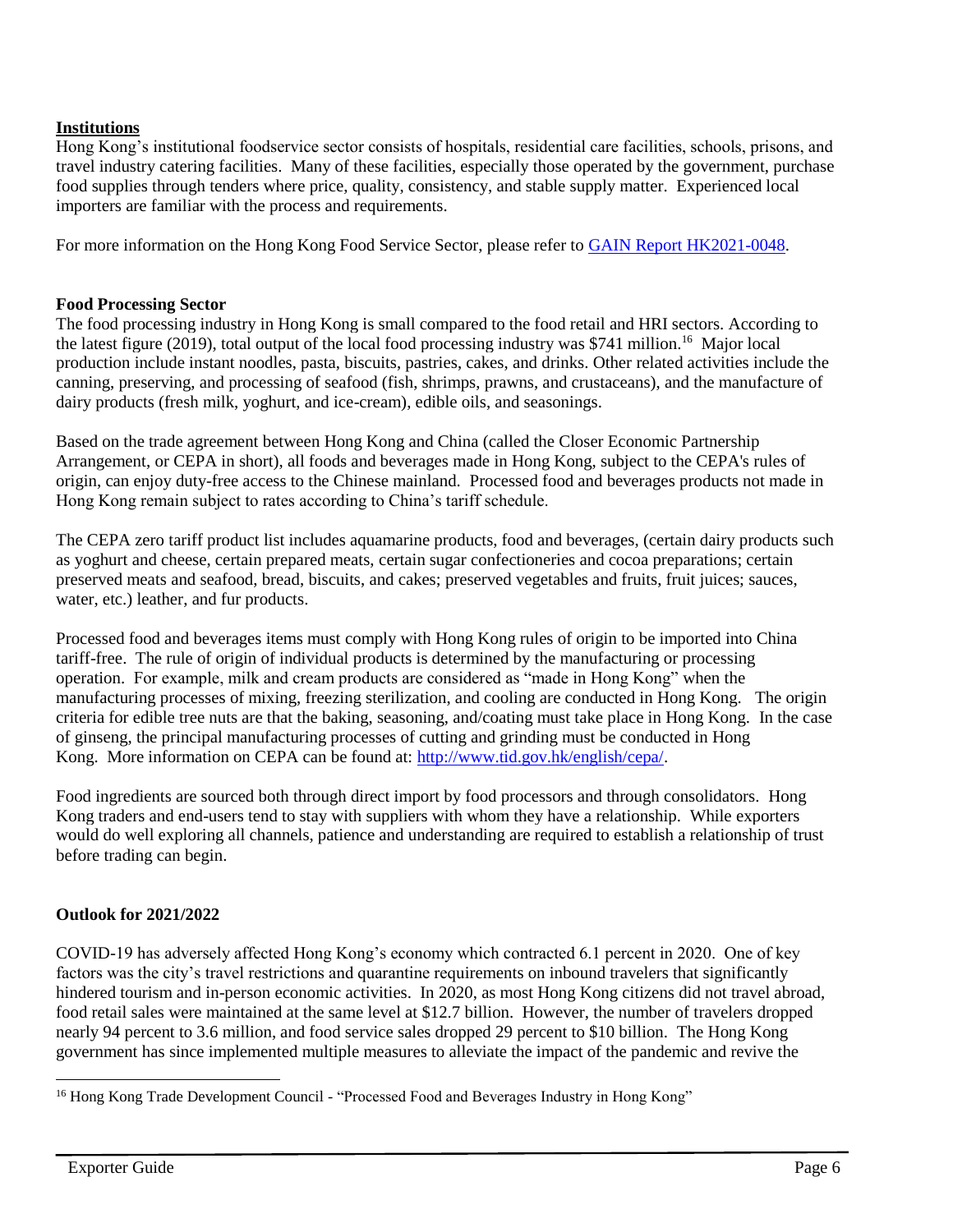**Institutions**

Hong Kong's institutional foodservice sector consists of hospitals, residential care facilities, schools, prisons, and travel industry catering facilities. Many of these facilities, especially those operated by the government, purchase food supplies through tenders where price, quality, consistency, and stable supply matter. Experienced local importers are familiar with the process and requirements.

For more information on the Hong Kong Food Service Sector, please refer to [GAIN Report HK2021-0048](GAIN Report HK2021-0048).

**Food Processing Sector**

The food processing industry in Hong Kong is small compared to the food retail and HRI sectors. According to the latest figure (2019), total output of the local food processing industry was $741 million.[16] Major local production include instant noodles, pasta, biscuits, pastries, cakes, and drinks. Other related activities include the canning, preserving, and processing of seafood (fish, shrimps, prawns, and crustaceans), and the manufacture of dairy products (fresh milk, yoghurt, and ice-cream), edible oils, and seasonings.

Based on the trade agreement between Hong Kong and China (called the Closer Economic Partnership Arrangement, or CEPA in short), all foods and beverages made in Hong Kong, subject to the CEPA's rules of origin, can enjoy duty-free access to the Chinese mainland. Processed food and beverages products not made in Hong Kong remain subject to rates according to China's tariff schedule.

The CEPA zero tariff product list includes aquamarine products, food and beverages, (certain dairy products such as yoghurt and cheese, certain prepared meats, certain sugar confectioneries and cocoa preparations; certain preserved meats and seafood, bread, biscuits, and cakes; preserved vegetables and fruits, fruit juices; sauces, water, etc.) leather, and fur products.

Processed food and beverages items must comply with Hong Kong rules of origin to be imported into China tariff-free. The rule of origin of individual products is determined by the manufacturing or processing operation. For example, milk and cream products are considered as "made in Hong Kong" when the manufacturing processes of mixing, freezing sterilization, and cooling are conducted in Hong Kong. The origin criteria for edible tree nuts are that the baking, seasoning, and/coating must take place in Hong Kong. In the case of ginseng, the principal manufacturing processes of cutting and grinding must be conducted in Hong Kong. More information on CEPA can be found at: [http://www.tid.gov.hk/english/cepa/](http://www.tid.gov.hk/english/cepa/).

Food ingredients are sourced both through direct import by food processors and through consolidators. Hong Kong traders and end-users tend to stay with suppliers with whom they have a relationship. While exporters would do well exploring all channels, patience and understanding are required to establish a relationship of trust before trading can begin.

**Outlook for 2021/2022**

COVID-19 has adversely affected Hong Kong's economy which contracted 6.1 percent in 2020. One of key factors was the city's travel restrictions and quarantine requirements on inbound travelers that significantly hindered tourism and in-person economic activities. In 2020, as most Hong Kong citizens did not travel abroad, food retail sales were maintained at the same level at $12.7 billion. However, the number of travelers dropped nearly 94 percent to 3.6 million, and food service sales dropped 29 percent to $10 billion. The Hong Kong government has since implemented multiple measures to alleviate the impact of the pandemic and revive the

[16] Hong Kong Trade Development Council - "Processed Food and Beverages Industry in Hong Kong"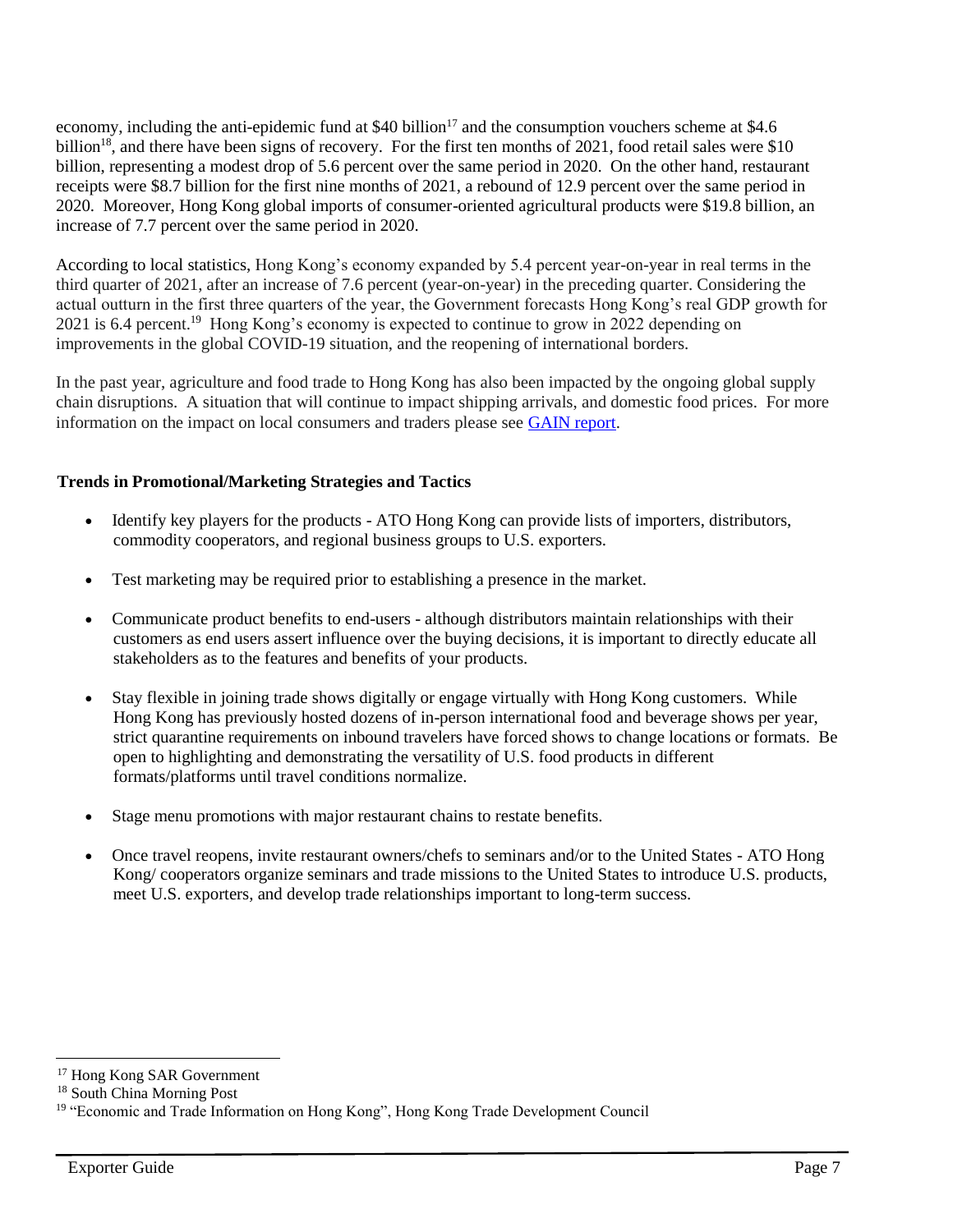economy, including the anti-epidemic fund at $40 billion[17] and the consumption vouchers scheme at $4.6 billion[18], and there have been signs of recovery. For the first ten months of 2021, food retail sales were $10 billion, representing a modest drop of 5.6 percent over the same period in 2020. On the other hand, restaurant receipts were $8.7 billion for the first nine months of 2021, a rebound of 12.9 percent over the same period in 2020. Moreover, Hong Kong global imports of consumer-oriented agricultural products were $19.8 billion, an increase of 7.7 percent over the same period in 2020.

According to local statistics, Hong Kong's economy expanded by 5.4 percent year-on-year in real terms in the third quarter of 2021, after an increase of 7.6 percent (year-on-year) in the preceding quarter. Considering the actual outturn in the first three quarters of the year, the Government forecasts Hong Kong's real GDP growth for 2021 is 6.4 percent.[19] Hong Kong's economy is expected to continue to grow in 2022 depending on improvements in the global COVID-19 situation, and the reopening of international borders.

In the past year, agriculture and food trade to Hong Kong has also been impacted by the ongoing global supply chain disruptions. A situation that will continue to impact shipping arrivals, and domestic food prices. For more information on the impact on local consumers and traders please see GAIN report.

**Trends in Promotional/Marketing Strategies and Tactics**

- Identify key players for the products - ATO Hong Kong can provide lists of importers, distributors, commodity cooperators, and regional business groups to U.S. exporters.
- Test marketing may be required prior to establishing a presence in the market.
- Communicate product benefits to end-users - although distributors maintain relationships with their customers as end users assert influence over the buying decisions, it is important to directly educate all stakeholders as to the features and benefits of your products.
- Stay flexible in joining trade shows digitally or engage virtually with Hong Kong customers. While Hong Kong has previously hosted dozens of in-person international food and beverage shows per year, strict quarantine requirements on inbound travelers have forced shows to change locations or formats. Be open to highlighting and demonstrating the versatility of U.S. food products in different formats/platforms until travel conditions normalize.
- Stage menu promotions with major restaurant chains to restate benefits.
- Once travel reopens, invite restaurant owners/chefs to seminars and/or to the United States - ATO Hong Kong/ cooperators organize seminars and trade missions to the United States to introduce U.S. products, meet U.S. exporters, and develop trade relationships important to long-term success.

---

[17] Hong Kong SAR Government

[18] South China Morning Post

[19] "Economic and Trade Information on Hong Kong", Hong Kong Trade Development Council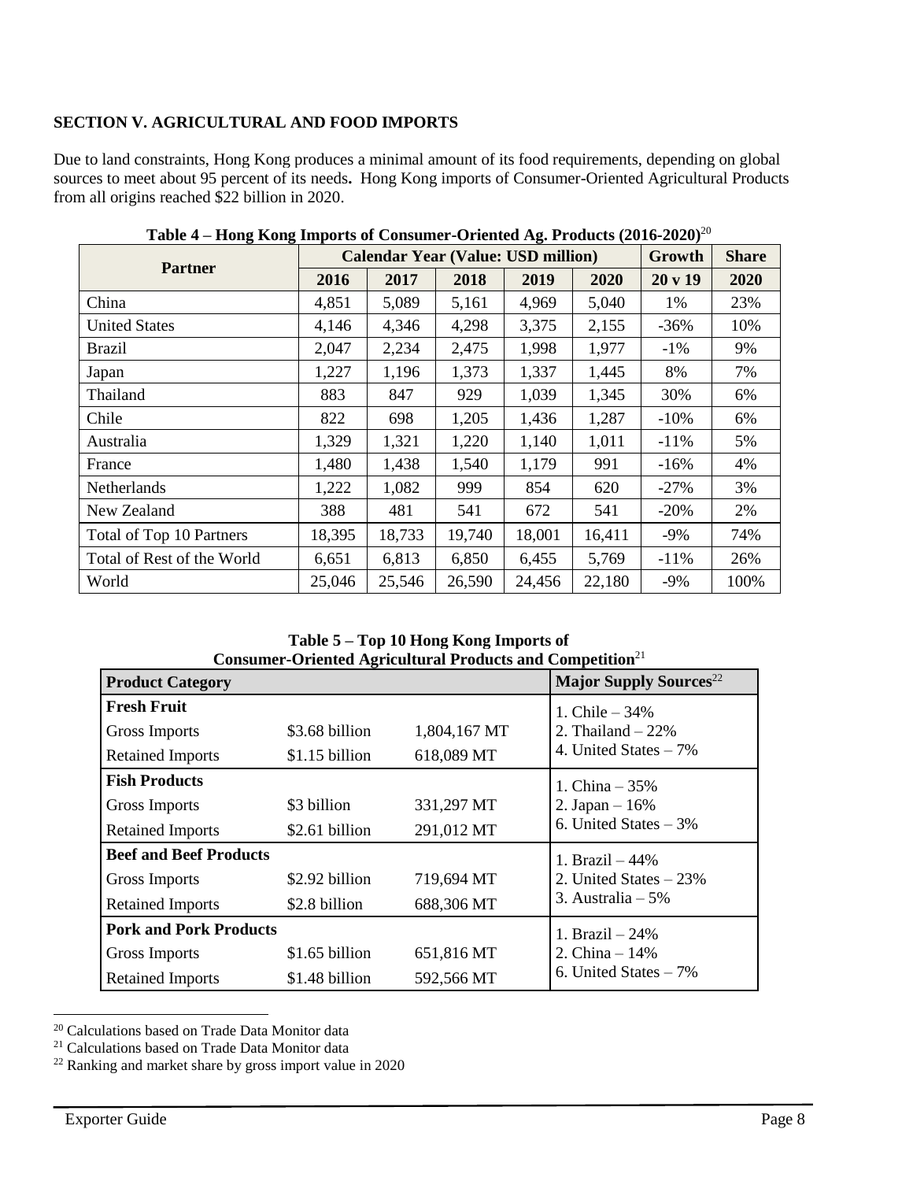## SECTION V. AGRICULTURAL AND FOOD IMPORTS

Due to land constraints, Hong Kong produces a minimal amount of its food requirements, depending on global sources to meet about 95 percent of its needs. Hong Kong imports of Consumer-Oriented Agricultural Products from all origins reached $22 billion in 2020.

**Table 4 – Hong Kong Imports of Consumer-Oriented Ag. Products (2016-2020)**[20]

| Partner | Calendar Year (Value: USD million) | | | | | Growth | Share |
|---|---|---|---|---|---|---|---|
| | 2016 | 2017 | 2018 | 2019 | 2020 | 20 v 19 | 2020 |
| China | 4,851 | 5,089 | 5,161 | 4,969 | 5,040 | 1% | 23% |
| United States | 4,146 | 4,346 | 4,298 | 3,375 | 2,155 | -36% | 10% |
| Brazil | 2,047 | 2,234 | 2,475 | 1,998 | 1,977 | -1% | 9% |
| Japan | 1,227 | 1,196 | 1,373 | 1,337 | 1,445 | 8% | 7% |
| Thailand | 883 | 847 | 929 | 1,039 | 1,345 | 30% | 6% |
| Chile | 822 | 698 | 1,205 | 1,436 | 1,287 | -10% | 6% |
| Australia | 1,329 | 1,321 | 1,220 | 1,140 | 1,011 | -11% | 5% |
| France | 1,480 | 1,438 | 1,540 | 1,179 | 991 | -16% | 4% |
| Netherlands | 1,222 | 1,082 | 999 | 854 | 620 | -27% | 3% |
| New Zealand | 388 | 481 | 541 | 672 | 541 | -20% | 2% |
| Total of Top 10 Partners | 18,395 | 18,733 | 19,740 | 18,001 | 16,411 | -9% | 74% |
| Total of Rest of the World | 6,651 | 6,813 | 6,850 | 6,455 | 5,769 | -11% | 26% |
| World | 25,046 | 25,546 | 26,590 | 24,456 | 22,180 | -9% | 100% |

**Table 5 – Top 10 Hong Kong Imports of Consumer-Oriented Agricultural Products and Competition**[21]

| Product Category | | | Major Supply Sources[22] |
|---|---|---|---|
| **Fresh Fruit** | | | 1. Chile – 34%<br>2. Thailand – 22%<br>4. United States – 7% |
| Gross Imports | $3.68 billion | 1,804,167 MT | |
| Retained Imports | $1.15 billion | 618,089 MT | |
| **Fish Products** | | | 1. China – 35%<br>2. Japan – 16%<br>6. United States – 3% |
| Gross Imports | $3 billion | 331,297 MT | |
| Retained Imports | $2.61 billion | 291,012 MT | |
| **Beef and Beef Products** | | | 1. Brazil – 44%<br>2. United States – 23%<br>3. Australia – 5% |
| Gross Imports | $2.92 billion | 719,694 MT | |
| Retained Imports | $2.8 billion | 688,306 MT | |
| **Pork and Pork Products** | | | 1. Brazil – 24%<br>2. China – 14%<br>6. United States – 7% |
| Gross Imports | $1.65 billion | 651,816 MT | |
| Retained Imports | $1.48 billion | 592,566 MT | |

[20] Calculations based on Trade Data Monitor data

[21] Calculations based on Trade Data Monitor data

[22] Ranking and market share by gross import value in 2020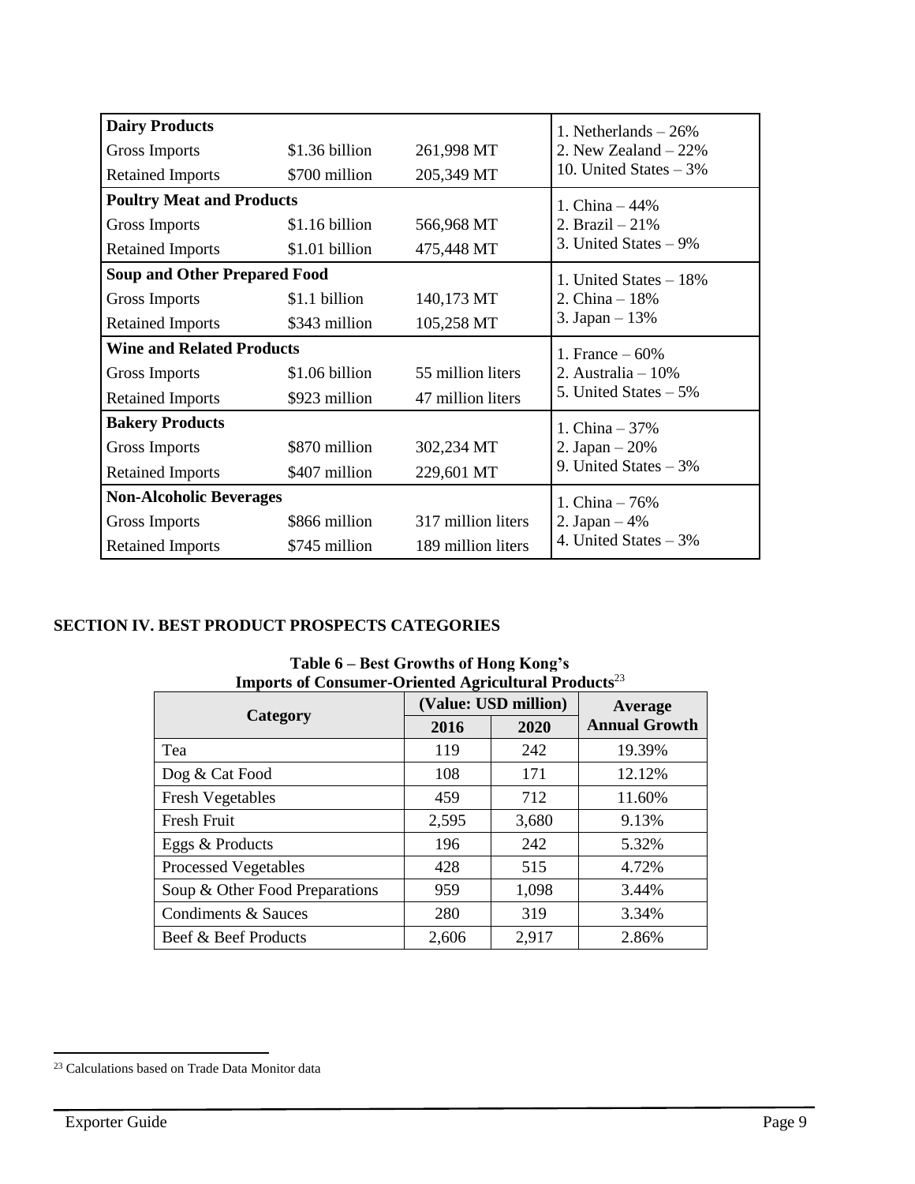| Dairy Products | | | 1. Netherlands – 26%<br>2. New Zealand – 22%<br>10. United States – 3% |
|---|---|---|---|
| Gross Imports | $1.36 billion | 261,998 MT | |
| Retained Imports | $700 million | 205,349 MT | |
| **Poultry Meat and Products** | | | 1. China – 44%<br>2. Brazil – 21%<br>3. United States – 9% |
| Gross Imports | $1.16 billion | 566,968 MT | |
| Retained Imports | $1.01 billion | 475,448 MT | |
| **Soup and Other Prepared Food** | | | 1. United States – 18%<br>2. China – 18%<br>3. Japan – 13% |
| Gross Imports | $1.1 billion | 140,173 MT | |
| Retained Imports | $343 million | 105,258 MT | |
| **Wine and Related Products** | | | 1. France – 60%<br>2. Australia – 10%<br>5. United States – 5% |
| Gross Imports | $1.06 billion | 55 million liters | |
| Retained Imports | $923 million | 47 million liters | |
| **Bakery Products** | | | 1. China – 37%<br>2. Japan – 20%<br>9. United States – 3% |
| Gross Imports | $870 million | 302,234 MT | |
| Retained Imports | $407 million | 229,601 MT | |
| **Non-Alcoholic Beverages** | | | 1. China – 76%<br>2. Japan – 4%<br>4. United States – 3% |
| Gross Imports | $866 million | 317 million liters | |
| Retained Imports | $745 million | 189 million liters | |

## SECTION IV. BEST PRODUCT PROSPECTS CATEGORIES

**Table 6 – Best Growths of Hong Kong's Imports of Consumer-Oriented Agricultural Products**[23]

| Category | (Value: USD million) | | Average Annual Growth |
|---|---|---|---|
| | 2016 | 2020 | |
| Tea | 119 | 242 | 19.39% |
| Dog & Cat Food | 108 | 171 | 12.12% |
| Fresh Vegetables | 459 | 712 | 11.60% |
| Fresh Fruit | 2,595 | 3,680 | 9.13% |
| Eggs & Products | 196 | 242 | 5.32% |
| Processed Vegetables | 428 | 515 | 4.72% |
| Soup & Other Food Preparations | 959 | 1,098 | 3.44% |
| Condiments & Sauces | 280 | 319 | 3.34% |
| Beef & Beef Products | 2,606 | 2,917 | 2.86% |

[23] Calculations based on Trade Data Monitor data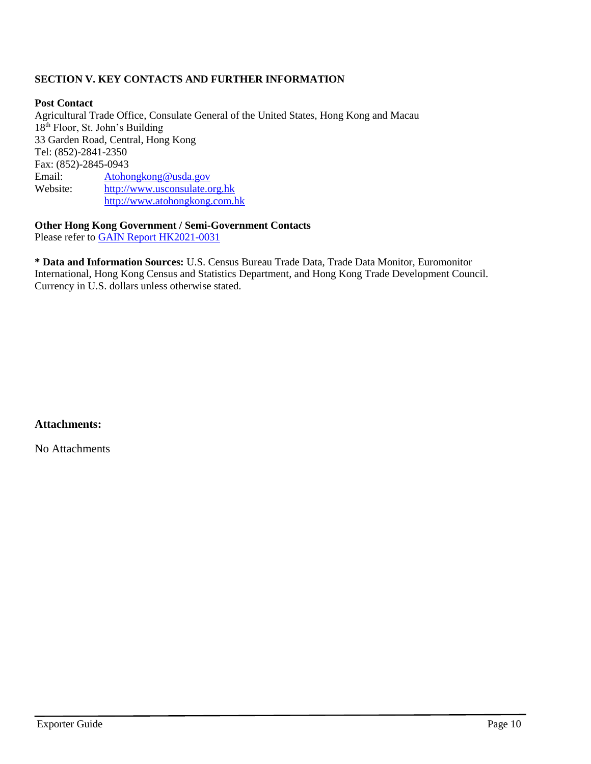## SECTION V. KEY CONTACTS AND FURTHER INFORMATION

**Post Contact**

Agricultural Trade Office, Consulate General of the United States, Hong Kong and Macau
18th Floor, St. John's Building
33 Garden Road, Central, Hong Kong
Tel: (852)-2841-2350
Fax: (852)-2845-0943
Email: Atohongkong@usda.gov
Website: http://www.usconsulate.org.hk
http://www.atohongkong.com.hk

**Other Hong Kong Government / Semi-Government Contacts**

Please refer to GAIN Report HK2021-0031

**\* Data and Information Sources:** U.S. Census Bureau Trade Data, Trade Data Monitor, Euromonitor International, Hong Kong Census and Statistics Department, and Hong Kong Trade Development Council. Currency in U.S. dollars unless otherwise stated.

### Attachments:

No Attachments